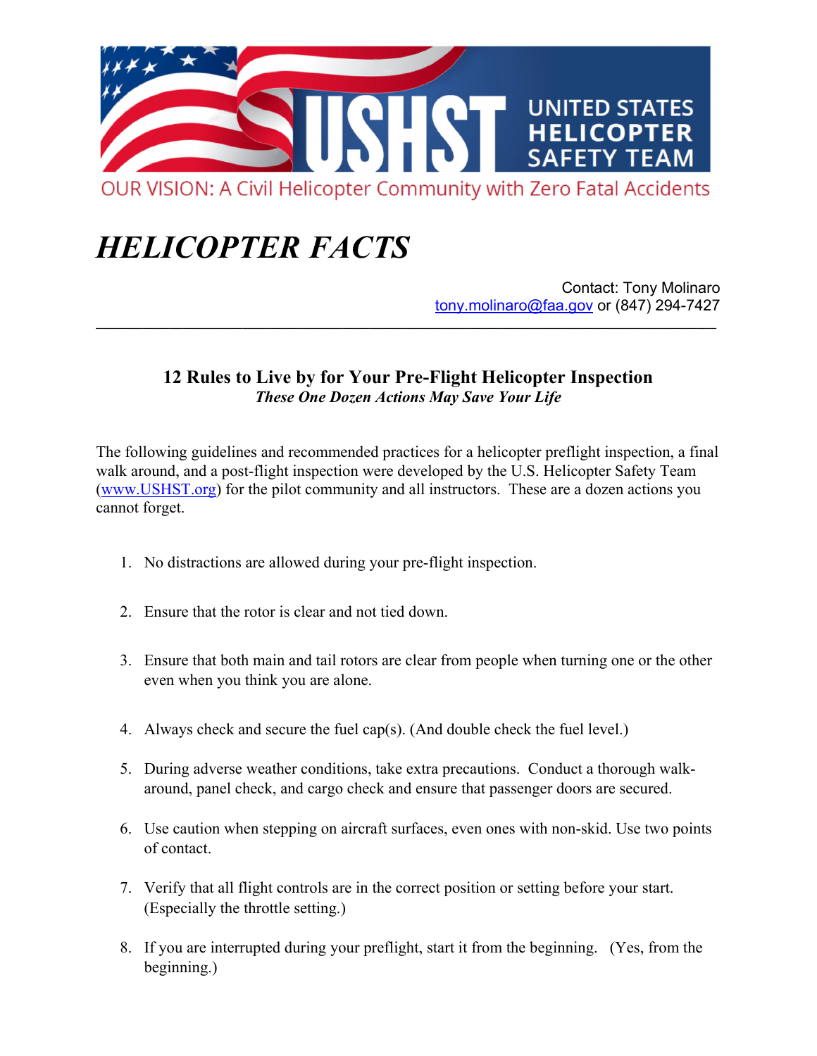# USHST UNITED STATES HELICOPTER SAFETY TEAM

OUR VISION: A Civil Helicopter Community with Zero Fatal Accidents

# *HELICOPTER FACTS*

Contact: Tony Molinaro
tony.molinaro@faa.gov or (847) 294-7427

---

## 12 Rules to Live by for Your Pre-Flight Helicopter Inspection

***These One Dozen Actions May Save Your Life***

The following guidelines and recommended practices for a helicopter preflight inspection, a final walk around, and a post-flight inspection were developed by the U.S. Helicopter Safety Team (www.USHST.org) for the pilot community and all instructors. These are a dozen actions you cannot forget.

1. No distractions are allowed during your pre-flight inspection.
2. Ensure that the rotor is clear and not tied down.
3. Ensure that both main and tail rotors are clear from people when turning one or the other even when you think you are alone.
4. Always check and secure the fuel cap(s). (And double check the fuel level.)
5. During adverse weather conditions, take extra precautions. Conduct a thorough walk-around, panel check, and cargo check and ensure that passenger doors are secured.
6. Use caution when stepping on aircraft surfaces, even ones with non-skid. Use two points of contact.
7. Verify that all flight controls are in the correct position or setting before your start. (Especially the throttle setting.)
8. If you are interrupted during your preflight, start it from the beginning. (Yes, from the beginning.)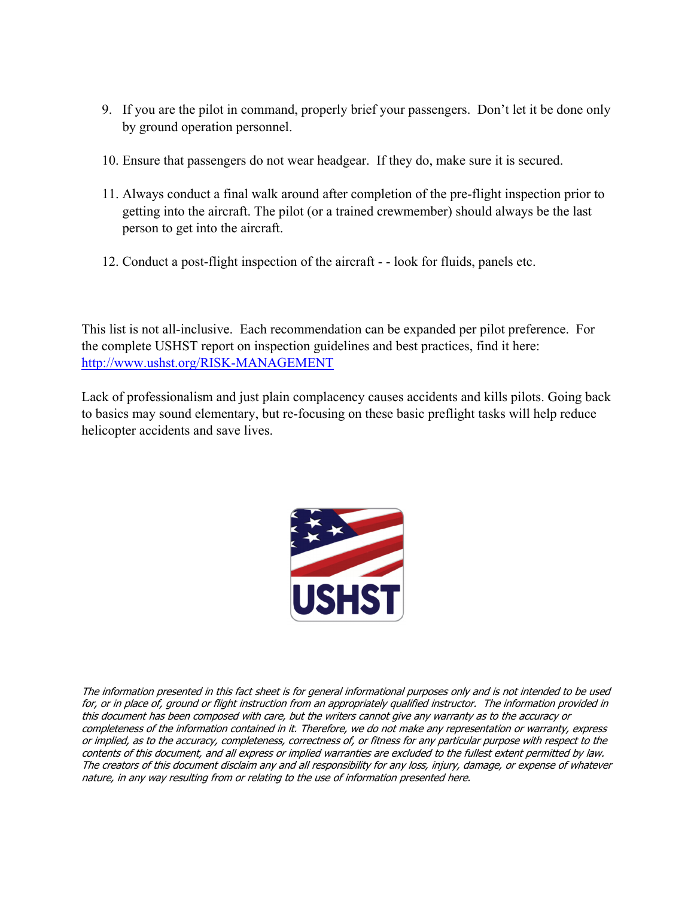9. If you are the pilot in command, properly brief your passengers. Don't let it be done only by ground operation personnel.

10. Ensure that passengers do not wear headgear. If they do, make sure it is secured.

11. Always conduct a final walk around after completion of the pre-flight inspection prior to getting into the aircraft. The pilot (or a trained crewmember) should always be the last person to get into the aircraft.

12. Conduct a post-flight inspection of the aircraft - - look for fluids, panels etc.

This list is not all-inclusive. Each recommendation can be expanded per pilot preference. For the complete USHST report on inspection guidelines and best practices, find it here: [http://www.ushst.org/RISK-MANAGEMENT](http://www.ushst.org/RISK-MANAGEMENT)

Lack of professionalism and just plain complacency causes accidents and kills pilots. Going back to basics may sound elementary, but re-focusing on these basic preflight tasks will help reduce helicopter accidents and save lives.

USHST

*The information presented in this fact sheet is for general informational purposes only and is not intended to be used for, or in place of, ground or flight instruction from an appropriately qualified instructor. The information provided in this document has been composed with care, but the writers cannot give any warranty as to the accuracy or completeness of the information contained in it. Therefore, we do not make any representation or warranty, express or implied, as to the accuracy, completeness, correctness of, or fitness for any particular purpose with respect to the contents of this document, and all express or implied warranties are excluded to the fullest extent permitted by law. The creators of this document disclaim any and all responsibility for any loss, injury, damage, or expense of whatever nature, in any way resulting from or relating to the use of information presented here.*